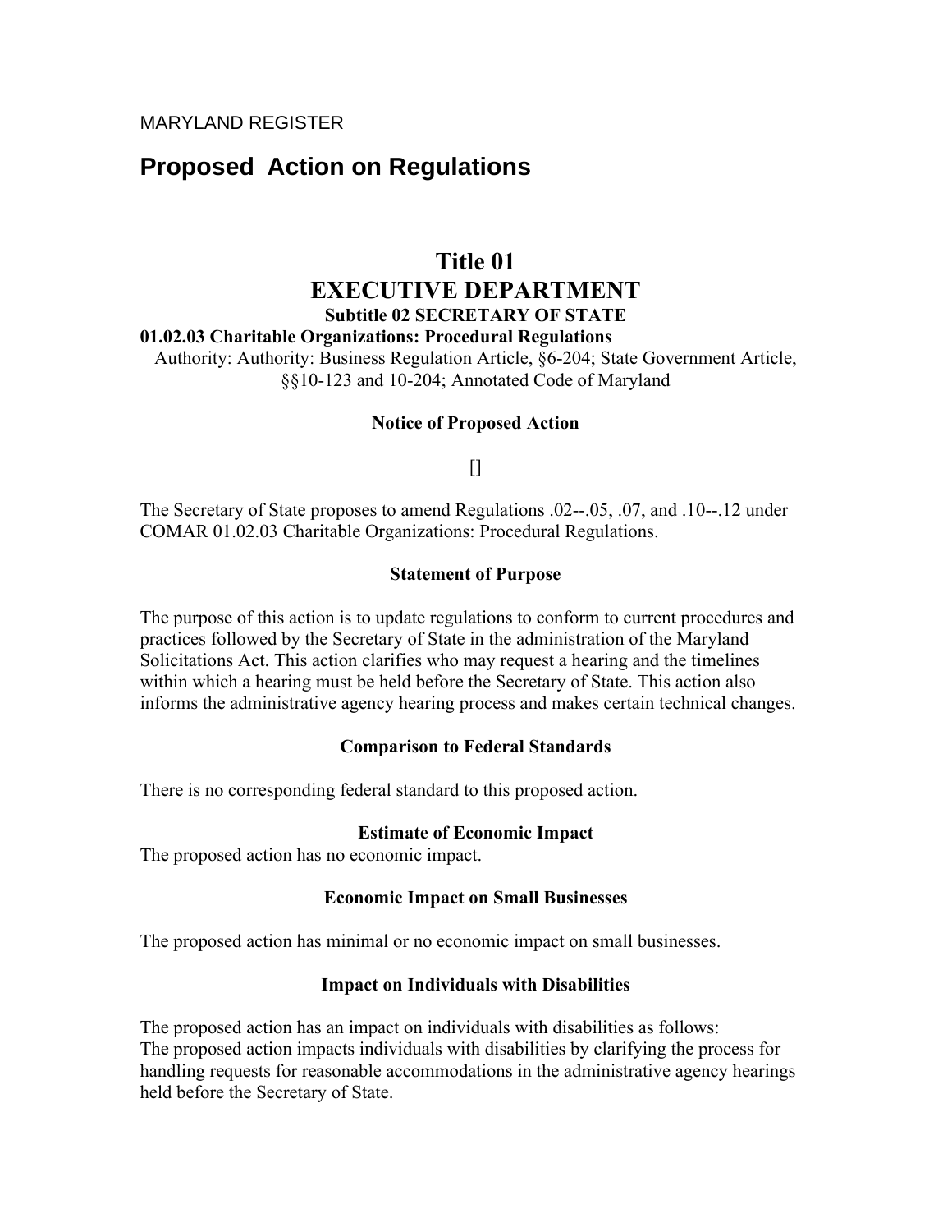MARYLAND REGISTER

# Proposed Action on Regulations

## Title 01
## EXECUTIVE DEPARTMENT

### Subtitle 02 SECRETARY OF STATE

**01.02.03 Charitable Organizations: Procedural Regulations**

Authority: Authority: Business Regulation Article, §6-204; State Government Article, §§10-123 and 10-204; Annotated Code of Maryland

**Notice of Proposed Action**

[]

The Secretary of State proposes to amend Regulations .02--.05, .07, and .10--.12 under COMAR 01.02.03 Charitable Organizations: Procedural Regulations.

**Statement of Purpose**

The purpose of this action is to update regulations to conform to current procedures and practices followed by the Secretary of State in the administration of the Maryland Solicitations Act. This action clarifies who may request a hearing and the timelines within which a hearing must be held before the Secretary of State. This action also informs the administrative agency hearing process and makes certain technical changes.

**Comparison to Federal Standards**

There is no corresponding federal standard to this proposed action.

**Estimate of Economic Impact**

The proposed action has no economic impact.

**Economic Impact on Small Businesses**

The proposed action has minimal or no economic impact on small businesses.

**Impact on Individuals with Disabilities**

The proposed action has an impact on individuals with disabilities as follows:
The proposed action impacts individuals with disabilities by clarifying the process for handling requests for reasonable accommodations in the administrative agency hearings held before the Secretary of State.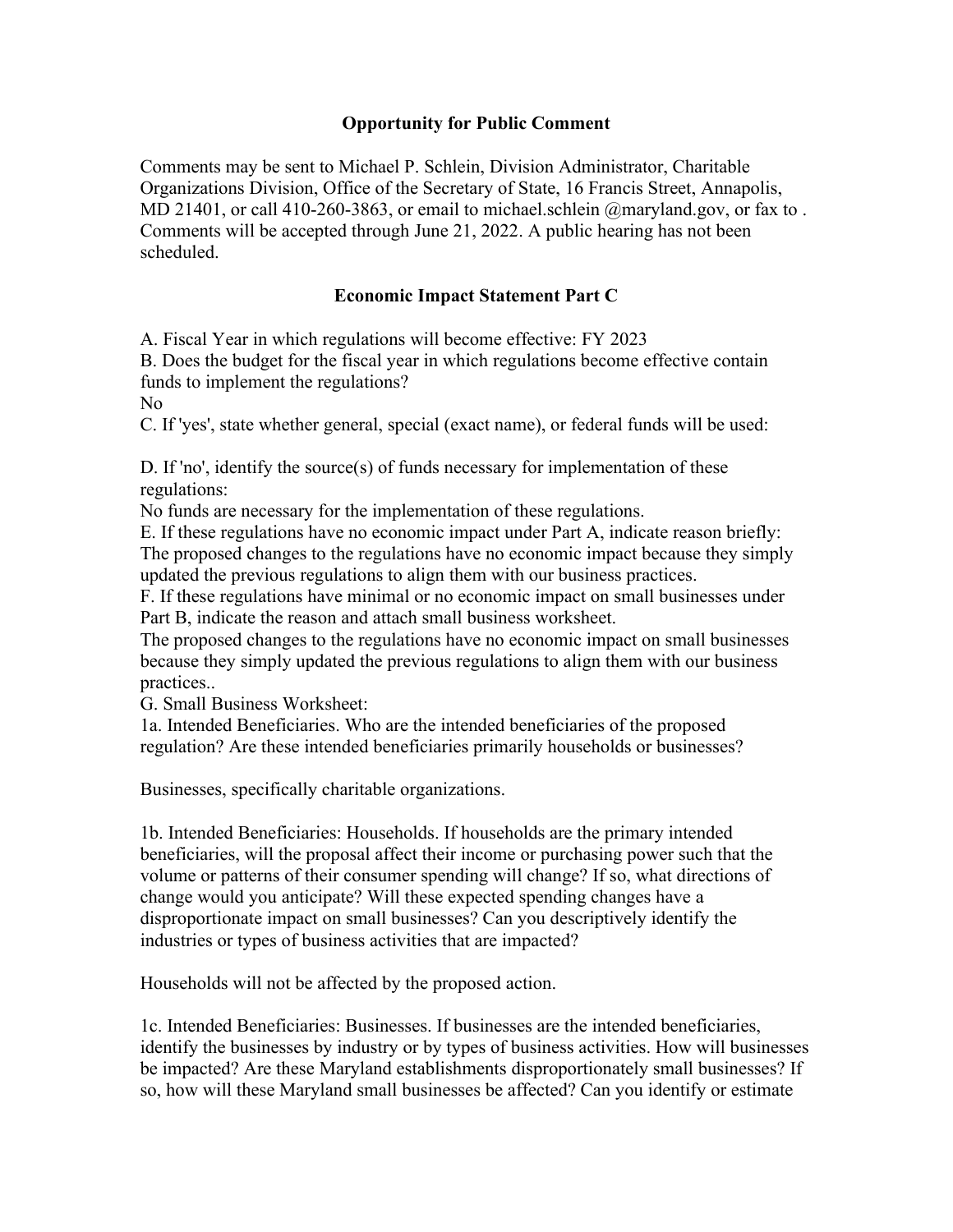## Opportunity for Public Comment

Comments may be sent to Michael P. Schlein, Division Administrator, Charitable Organizations Division, Office of the Secretary of State, 16 Francis Street, Annapolis, MD 21401, or call 410-260-3863, or email to michael.schlein @maryland.gov, or fax to . Comments will be accepted through June 21, 2022. A public hearing has not been scheduled.

## Economic Impact Statement Part C

A. Fiscal Year in which regulations will become effective: FY 2023
B. Does the budget for the fiscal year in which regulations become effective contain funds to implement the regulations?
No
C. If 'yes', state whether general, special (exact name), or federal funds will be used:

D. If 'no', identify the source(s) of funds necessary for implementation of these regulations:
No funds are necessary for the implementation of these regulations.
E. If these regulations have no economic impact under Part A, indicate reason briefly:
The proposed changes to the regulations have no economic impact because they simply updated the previous regulations to align them with our business practices.
F. If these regulations have minimal or no economic impact on small businesses under Part B, indicate the reason and attach small business worksheet.
The proposed changes to the regulations have no economic impact on small businesses because they simply updated the previous regulations to align them with our business practices..
G. Small Business Worksheet:
1a. Intended Beneficiaries. Who are the intended beneficiaries of the proposed regulation? Are these intended beneficiaries primarily households or businesses?

Businesses, specifically charitable organizations.

1b. Intended Beneficiaries: Households. If households are the primary intended beneficiaries, will the proposal affect their income or purchasing power such that the volume or patterns of their consumer spending will change? If so, what directions of change would you anticipate? Will these expected spending changes have a disproportionate impact on small businesses? Can you descriptively identify the industries or types of business activities that are impacted?

Households will not be affected by the proposed action.

1c. Intended Beneficiaries: Businesses. If businesses are the intended beneficiaries, identify the businesses by industry or by types of business activities. How will businesses be impacted? Are these Maryland establishments disproportionately small businesses? If so, how will these Maryland small businesses be affected? Can you identify or estimate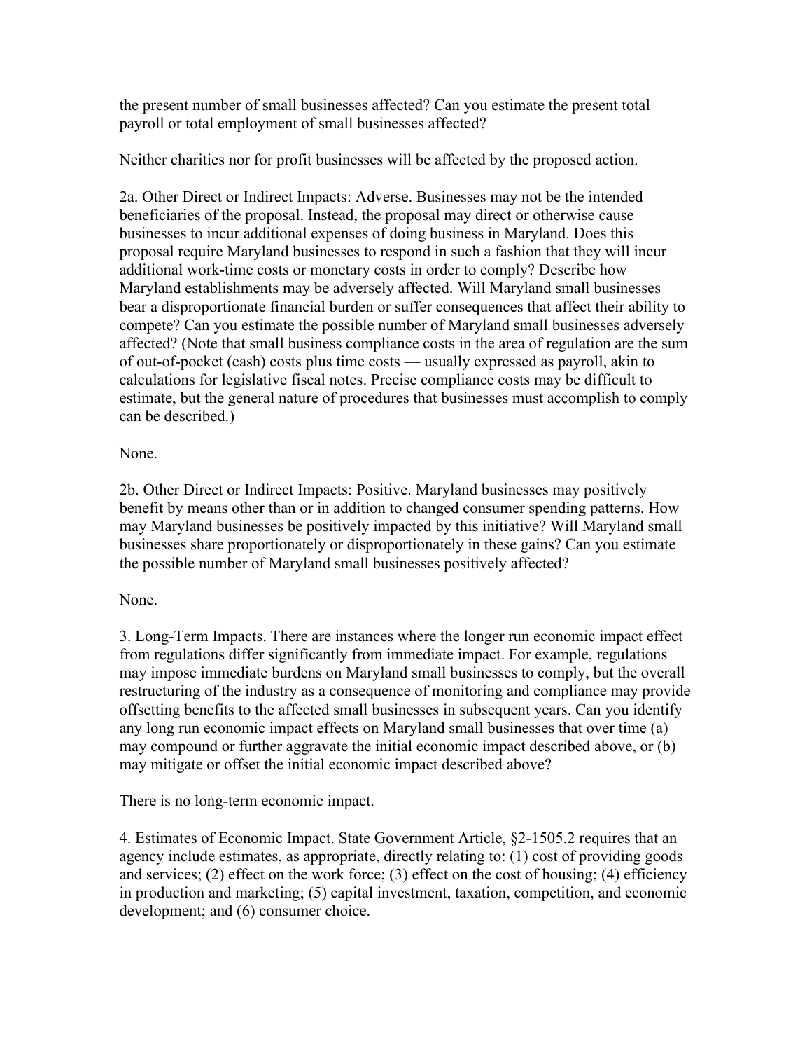the present number of small businesses affected? Can you estimate the present total payroll or total employment of small businesses affected?

Neither charities nor for profit businesses will be affected by the proposed action.

2a. Other Direct or Indirect Impacts: Adverse. Businesses may not be the intended beneficiaries of the proposal. Instead, the proposal may direct or otherwise cause businesses to incur additional expenses of doing business in Maryland. Does this proposal require Maryland businesses to respond in such a fashion that they will incur additional work-time costs or monetary costs in order to comply? Describe how Maryland establishments may be adversely affected. Will Maryland small businesses bear a disproportionate financial burden or suffer consequences that affect their ability to compete? Can you estimate the possible number of Maryland small businesses adversely affected? (Note that small business compliance costs in the area of regulation are the sum of out-of-pocket (cash) costs plus time costs — usually expressed as payroll, akin to calculations for legislative fiscal notes. Precise compliance costs may be difficult to estimate, but the general nature of procedures that businesses must accomplish to comply can be described.)

None.

2b. Other Direct or Indirect Impacts: Positive. Maryland businesses may positively benefit by means other than or in addition to changed consumer spending patterns. How may Maryland businesses be positively impacted by this initiative? Will Maryland small businesses share proportionately or disproportionately in these gains? Can you estimate the possible number of Maryland small businesses positively affected?

None.

3. Long-Term Impacts. There are instances where the longer run economic impact effect from regulations differ significantly from immediate impact. For example, regulations may impose immediate burdens on Maryland small businesses to comply, but the overall restructuring of the industry as a consequence of monitoring and compliance may provide offsetting benefits to the affected small businesses in subsequent years. Can you identify any long run economic impact effects on Maryland small businesses that over time (a) may compound or further aggravate the initial economic impact described above, or (b) may mitigate or offset the initial economic impact described above?

There is no long-term economic impact.

4. Estimates of Economic Impact. State Government Article, §2-1505.2 requires that an agency include estimates, as appropriate, directly relating to: (1) cost of providing goods and services; (2) effect on the work force; (3) effect on the cost of housing; (4) efficiency in production and marketing; (5) capital investment, taxation, competition, and economic development; and (6) consumer choice.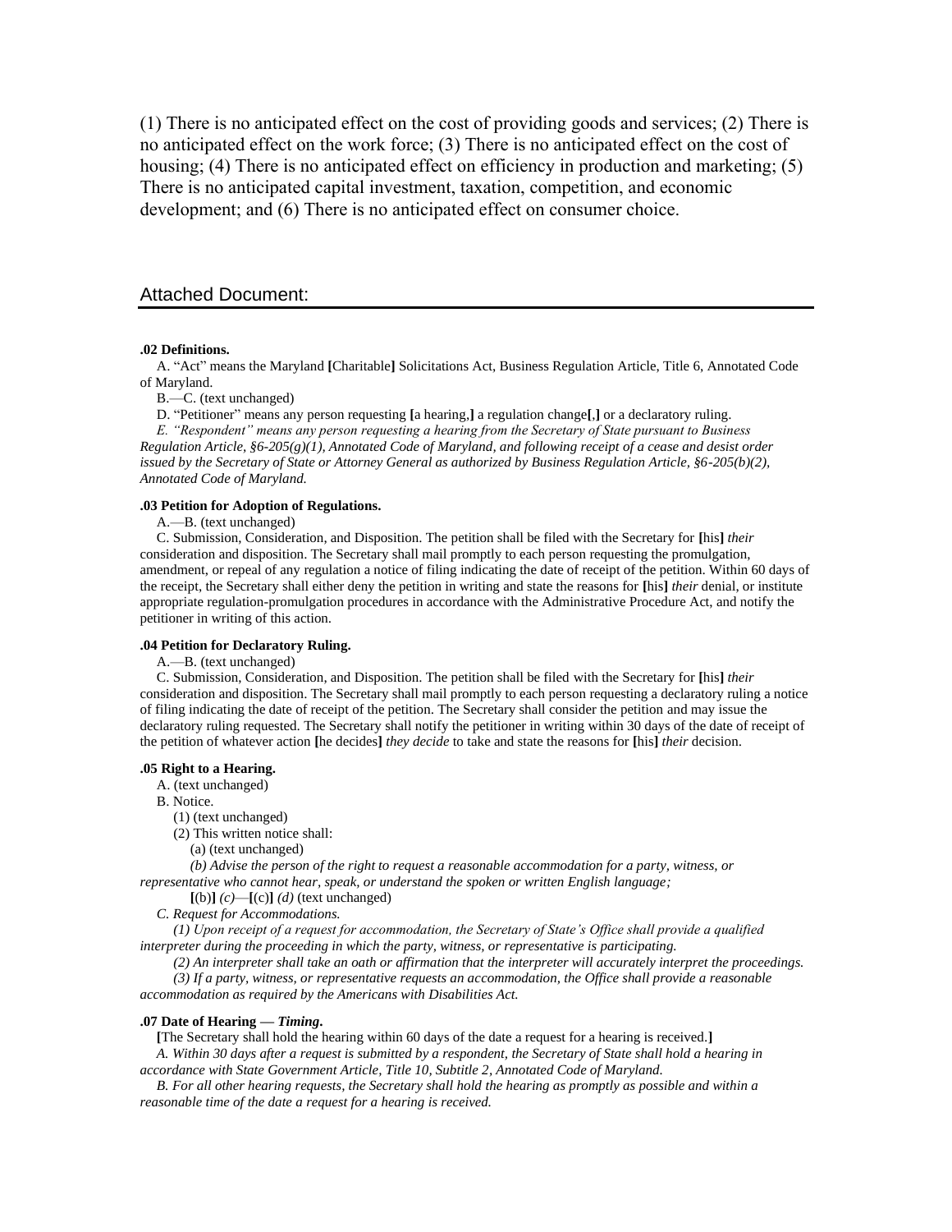(1) There is no anticipated effect on the cost of providing goods and services; (2) There is no anticipated effect on the work force; (3) There is no anticipated effect on the cost of housing; (4) There is no anticipated effect on efficiency in production and marketing; (5) There is no anticipated capital investment, taxation, competition, and economic development; and (6) There is no anticipated effect on consumer choice.

## Attached Document:

**.02 Definitions.**

A. "Act" means the Maryland **[**Charitable**]** Solicitations Act, Business Regulation Article, Title 6, Annotated Code of Maryland.

B.—C. (text unchanged)

D. "Petitioner" means any person requesting **[**a hearing,**]** a regulation change**[**,**]** or a declaratory ruling.

*E. "Respondent" means any person requesting a hearing from the Secretary of State pursuant to Business Regulation Article, §6-205(g)(1), Annotated Code of Maryland, and following receipt of a cease and desist order issued by the Secretary of State or Attorney General as authorized by Business Regulation Article, §6-205(b)(2), Annotated Code of Maryland.*

**.03 Petition for Adoption of Regulations.**

A.—B. (text unchanged)

C. Submission, Consideration, and Disposition. The petition shall be filed with the Secretary for **[**his**]** *their* consideration and disposition. The Secretary shall mail promptly to each person requesting the promulgation, amendment, or repeal of any regulation a notice of filing indicating the date of receipt of the petition. Within 60 days of the receipt, the Secretary shall either deny the petition in writing and state the reasons for **[**his**]** *their* denial, or institute appropriate regulation-promulgation procedures in accordance with the Administrative Procedure Act, and notify the petitioner in writing of this action.

**.04 Petition for Declaratory Ruling.**

A.—B. (text unchanged)

C. Submission, Consideration, and Disposition. The petition shall be filed with the Secretary for **[**his**]** *their* consideration and disposition. The Secretary shall mail promptly to each person requesting a declaratory ruling a notice of filing indicating the date of receipt of the petition. The Secretary shall consider the petition and may issue the declaratory ruling requested. The Secretary shall notify the petitioner in writing within 30 days of the date of receipt of the petition of whatever action **[**he decides**]** *they decide* to take and state the reasons for **[**his**]** *their* decision.

**.05 Right to a Hearing.**

A. (text unchanged)

B. Notice.

(1) (text unchanged)

(2) This written notice shall:

(a) (text unchanged)

*(b) Advise the person of the right to request a reasonable accommodation for a party, witness, or representative who cannot hear, speak, or understand the spoken or written English language;*

**[**(b)**]** *(c)*—**[**(c)**]** *(d)* (text unchanged)

*C. Request for Accommodations.*

*(1) Upon receipt of a request for accommodation, the Secretary of State's Office shall provide a qualified interpreter during the proceeding in which the party, witness, or representative is participating.*

*(2) An interpreter shall take an oath or affirmation that the interpreter will accurately interpret the proceedings.*

*(3) If a party, witness, or representative requests an accommodation, the Office shall provide a reasonable accommodation as required by the Americans with Disabilities Act.*

**.07 Date of Hearing — *Timing*.**

**[**The Secretary shall hold the hearing within 60 days of the date a request for a hearing is received.**]**

*A. Within 30 days after a request is submitted by a respondent, the Secretary of State shall hold a hearing in accordance with State Government Article, Title 10, Subtitle 2, Annotated Code of Maryland.*

*B. For all other hearing requests, the Secretary shall hold the hearing as promptly as possible and within a reasonable time of the date a request for a hearing is received.*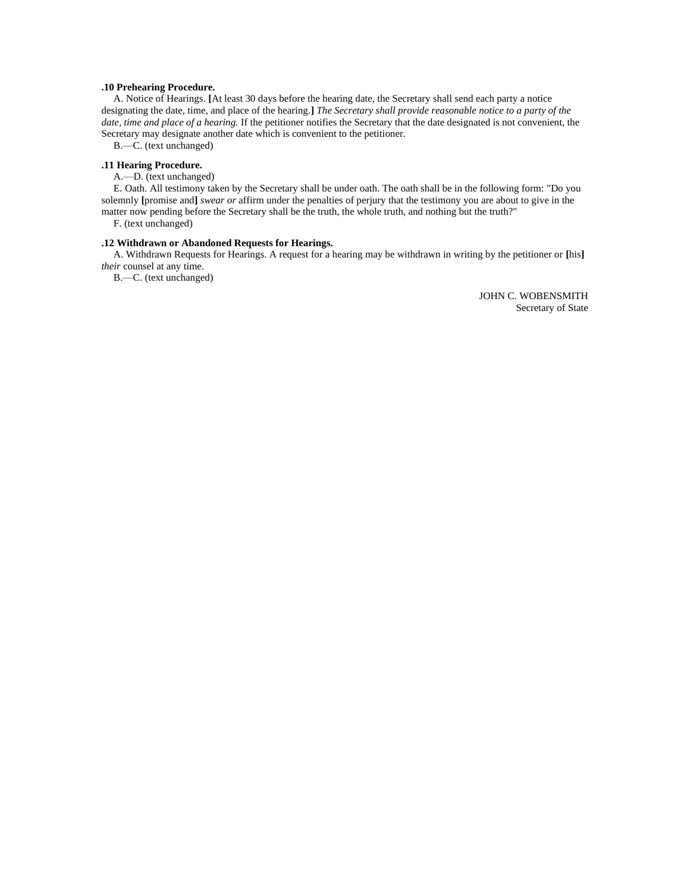**.10 Prehearing Procedure.**

A. Notice of Hearings. **[**At least 30 days before the hearing date, the Secretary shall send each party a notice designating the date, time, and place of the hearing.**]** *The Secretary shall provide reasonable notice to a party of the date, time and place of a hearing.* If the petitioner notifies the Secretary that the date designated is not convenient, the Secretary may designate another date which is convenient to the petitioner.

B.—C. (text unchanged)

**.11 Hearing Procedure.**

A.—D. (text unchanged)

E. Oath. All testimony taken by the Secretary shall be under oath. The oath shall be in the following form: "Do you solemnly **[**promise and**]** *swear or* affirm under the penalties of perjury that the testimony you are about to give in the matter now pending before the Secretary shall be the truth, the whole truth, and nothing but the truth?"

F. (text unchanged)

**.12 Withdrawn or Abandoned Requests for Hearings.**

A. Withdrawn Requests for Hearings. A request for a hearing may be withdrawn in writing by the petitioner or **[**his**]** *their* counsel at any time.

B.—C. (text unchanged)

JOHN C. WOBENSMITH
Secretary of State